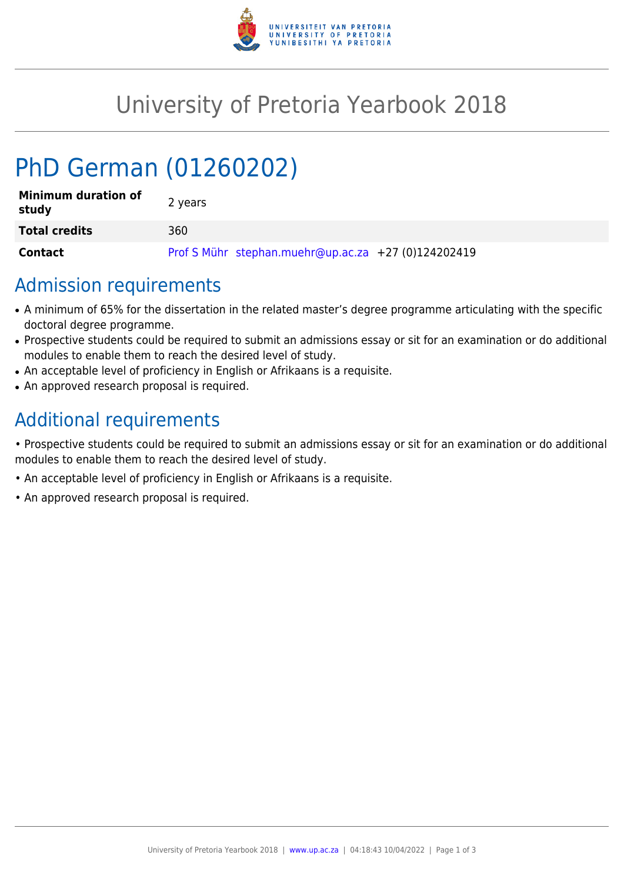# University of Pretoria Yearbook 2018

## PhD German (01260202)

| | |
|---|---|
| **Minimum duration of study** | 2 years |
| **Total credits** | 360 |
| **Contact** | Prof S Mühr stephan.muehr@up.ac.za +27 (0)124202419 |

## Admission requirements

- A minimum of 65% for the dissertation in the related master's degree programme articulating with the specific doctoral degree programme.
- Prospective students could be required to submit an admissions essay or sit for an examination or do additional modules to enable them to reach the desired level of study.
- An acceptable level of proficiency in English or Afrikaans is a requisite.
- An approved research proposal is required.

## Additional requirements

• Prospective students could be required to submit an admissions essay or sit for an examination or do additional modules to enable them to reach the desired level of study.

• An acceptable level of proficiency in English or Afrikaans is a requisite.

• An approved research proposal is required.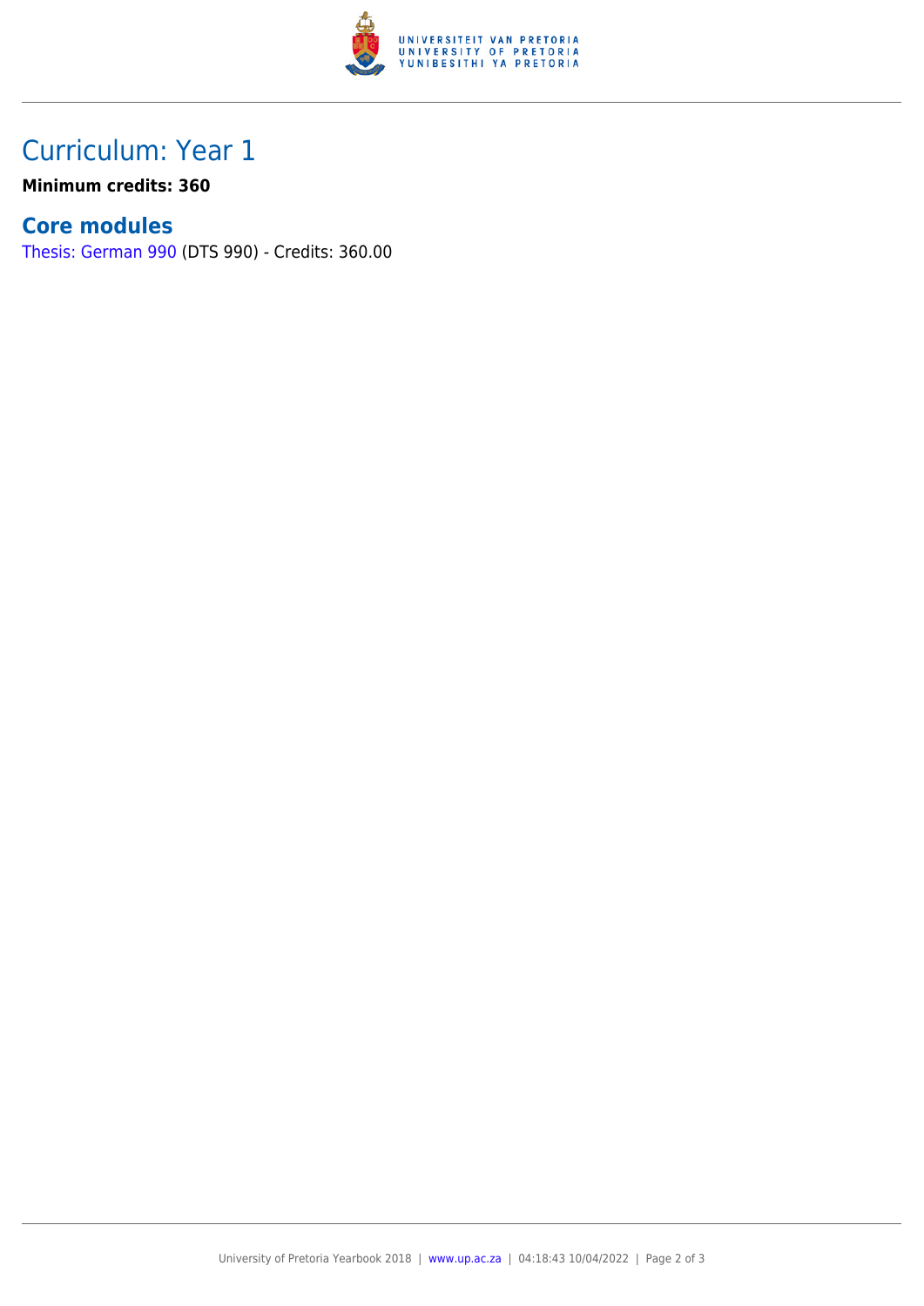# Curriculum: Year 1

**Minimum credits: 360**

## Core modules

Thesis: German 990 (DTS 990) - Credits: 360.00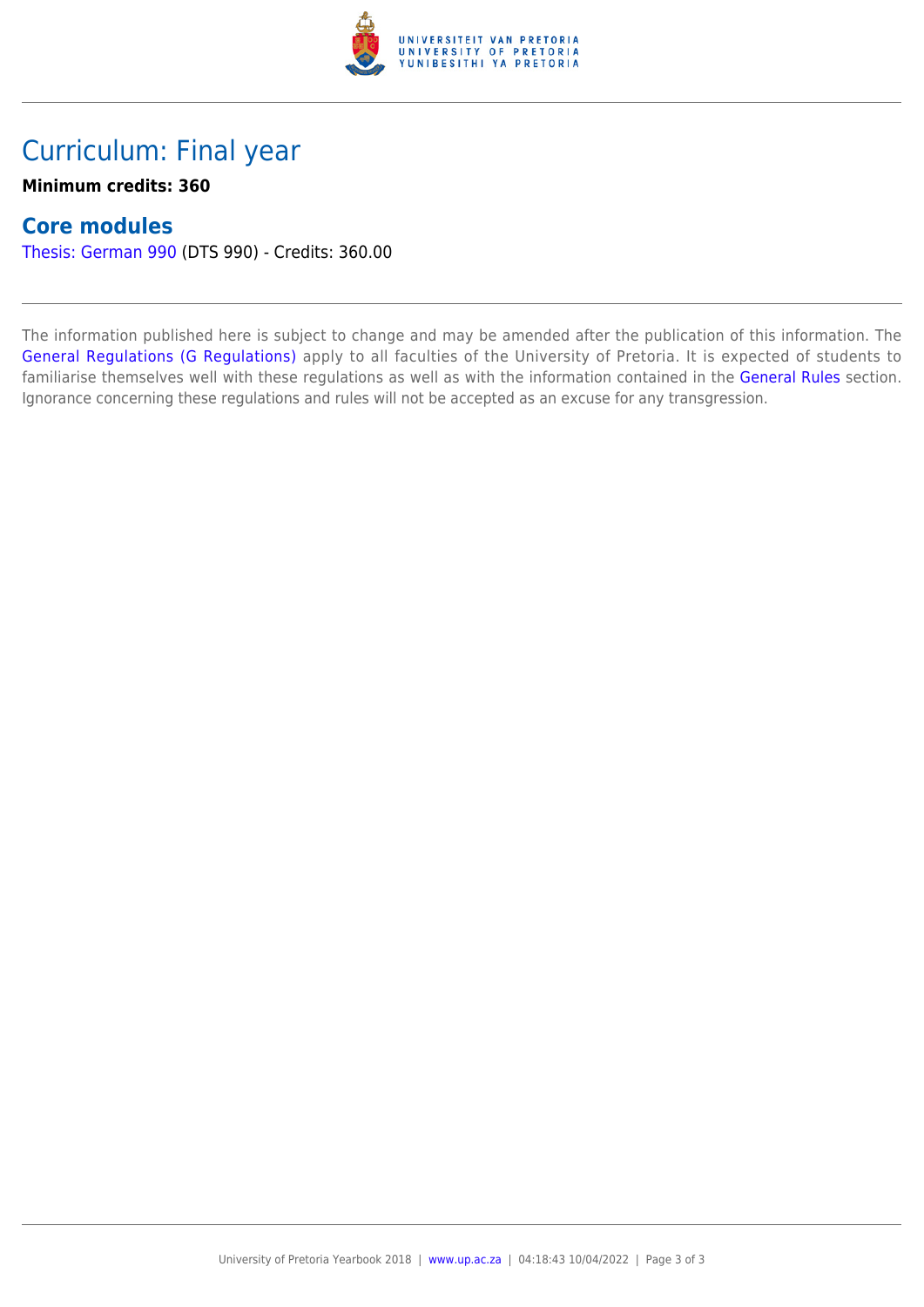# Curriculum: Final year

**Minimum credits: 360**

## Core modules

Thesis: German 990 (DTS 990) - Credits: 360.00

The information published here is subject to change and may be amended after the publication of this information. The General Regulations (G Regulations) apply to all faculties of the University of Pretoria. It is expected of students to familiarise themselves well with these regulations as well as with the information contained in the General Rules section. Ignorance concerning these regulations and rules will not be accepted as an excuse for any transgression.